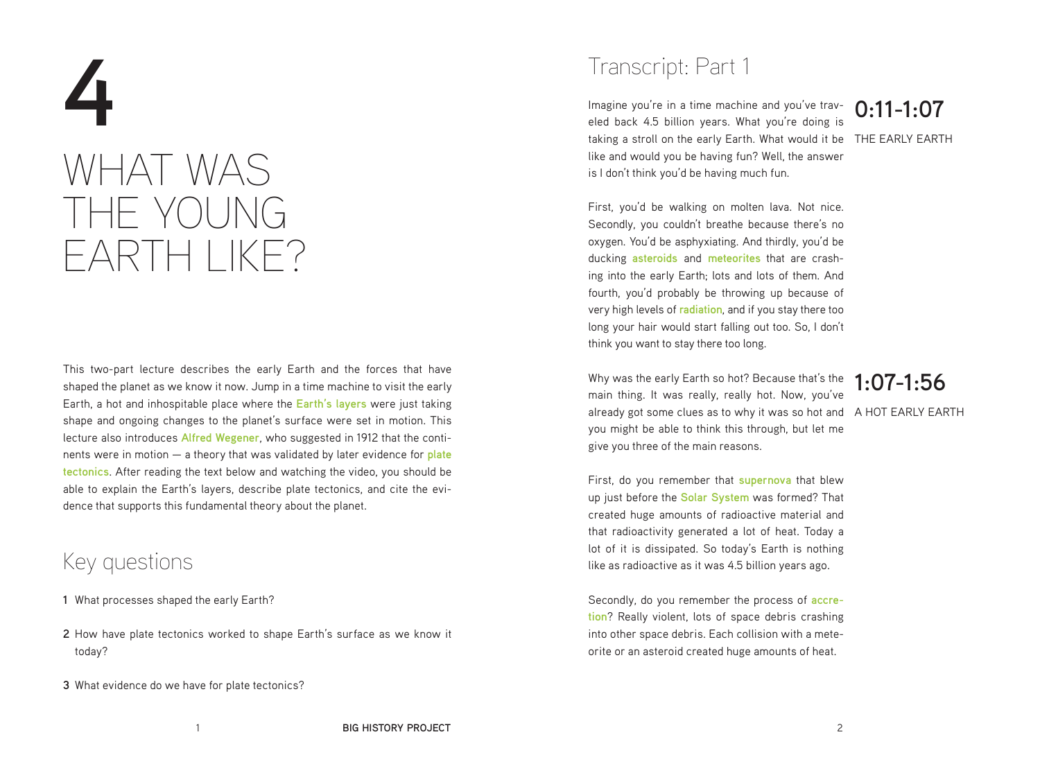# 4

# WHAT WAS THE YOUNG EARTH LIKE?

This two-part lecture describes the early Earth and the forces that have shaped the planet as we know it now. Jump in a time machine to visit the early Earth, a hot and inhospitable place where the **Earth's layers** were just taking shape and ongoing changes to the planet's surface were set in motion. This lecture also introduces **Alfred Wegener**, who suggested in 1912 that the continents were in motion — a theory that was validated by later evidence for **plate tectonics**. After reading the text below and watching the video, you should be able to explain the Earth's layers, describe plate tectonics, and cite the evidence that supports this fundamental theory about the planet.

## Key questions

1. What processes shaped the early Earth?
2. How have plate tectonics worked to shape Earth's surface as we know it today?
3. What evidence do we have for plate tectonics?

## Transcript: Part 1

### 0:11-1:07

THE EARLY EARTH

Imagine you're in a time machine and you've traveled back 4.5 billion years. What you're doing is taking a stroll on the early Earth. What would it be like and would you be having fun? Well, the answer is I don't think you'd be having much fun.

First, you'd be walking on molten lava. Not nice. Secondly, you couldn't breathe because there's no oxygen. You'd be asphyxiating. And thirdly, you'd be ducking **asteroids** and **meteorites** that are crashing into the early Earth; lots and lots of them. And fourth, you'd probably be throwing up because of very high levels of **radiation**, and if you stay there too long your hair would start falling out too. So, I don't think you want to stay there too long.

### 1:07-1:56

A HOT EARLY EARTH

Why was the early Earth so hot? Because that's the main thing. It was really, really hot. Now, you've already got some clues as to why it was so hot and you might be able to think this through, but let me give you three of the main reasons.

First, do you remember that **supernova** that blew up just before the **Solar System** was formed? That created huge amounts of radioactive material and that radioactivity generated a lot of heat. Today a lot of it is dissipated. So today's Earth is nothing like as radioactive as it was 4.5 billion years ago.

Secondly, do you remember the process of **accretion**? Really violent, lots of space debris crashing into other space debris. Each collision with a meteorite or an asteroid created huge amounts of heat.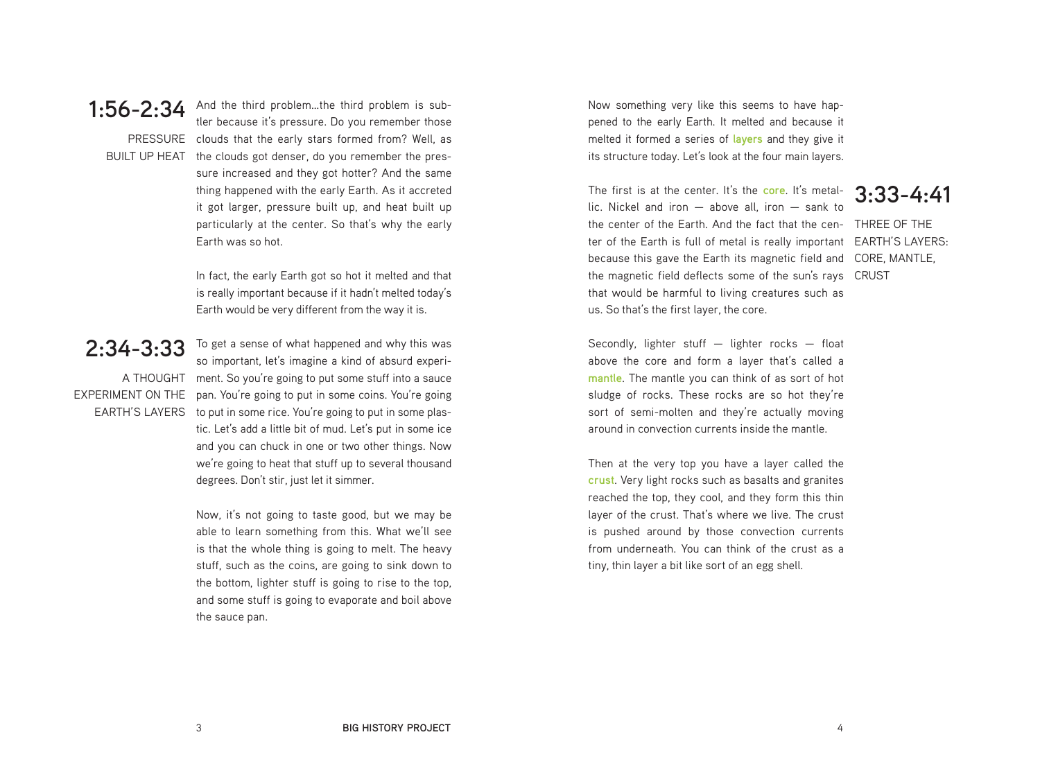## 1:56-2:34

PRESSURE BUILT UP HEAT

And the third problem…the third problem is subtler because it's pressure. Do you remember those clouds that the early stars formed from? Well, as the clouds got denser, do you remember the pressure increased and they got hotter? And the same thing happened with the early Earth. As it accreted it got larger, pressure built up, and heat built up particularly at the center. So that's why the early Earth was so hot.

In fact, the early Earth got so hot it melted and that is really important because if it hadn't melted today's Earth would be very different from the way it is.

## 2:34-3:33

A THOUGHT EXPERIMENT ON THE EARTH'S LAYERS

To get a sense of what happened and why this was so important, let's imagine a kind of absurd experiment. So you're going to put some stuff into a sauce pan. You're going to put in some coins. You're going to put in some rice. You're going to put in some plastic. Let's add a little bit of mud. Let's put in some ice and you can chuck in one or two other things. Now we're going to heat that stuff up to several thousand degrees. Don't stir, just let it simmer.

Now, it's not going to taste good, but we may be able to learn something from this. What we'll see is that the whole thing is going to melt. The heavy stuff, such as the coins, are going to sink down to the bottom, lighter stuff is going to rise to the top, and some stuff is going to evaporate and boil above the sauce pan.

Now something very like this seems to have happened to the early Earth. It melted and because it melted it formed a series of **layers** and they give it its structure today. Let's look at the four main layers.

## 3:33-4:41

THREE OF THE EARTH'S LAYERS: CORE, MANTLE, CRUST

The first is at the center. It's the **core**. It's metallic. Nickel and iron — above all, iron — sank to the center of the Earth. And the fact that the center of the Earth is full of metal is really important because this gave the Earth its magnetic field and the magnetic field deflects some of the sun's rays that would be harmful to living creatures such as us. So that's the first layer, the core.

Secondly, lighter stuff — lighter rocks — float above the core and form a layer that's called a **mantle**. The mantle you can think of as sort of hot sludge of rocks. These rocks are so hot they're sort of semi-molten and they're actually moving around in convection currents inside the mantle.

Then at the very top you have a layer called the **crust**. Very light rocks such as basalts and granites reached the top, they cool, and they form this thin layer of the crust. That's where we live. The crust is pushed around by those convection currents from underneath. You can think of the crust as a tiny, thin layer a bit like sort of an egg shell.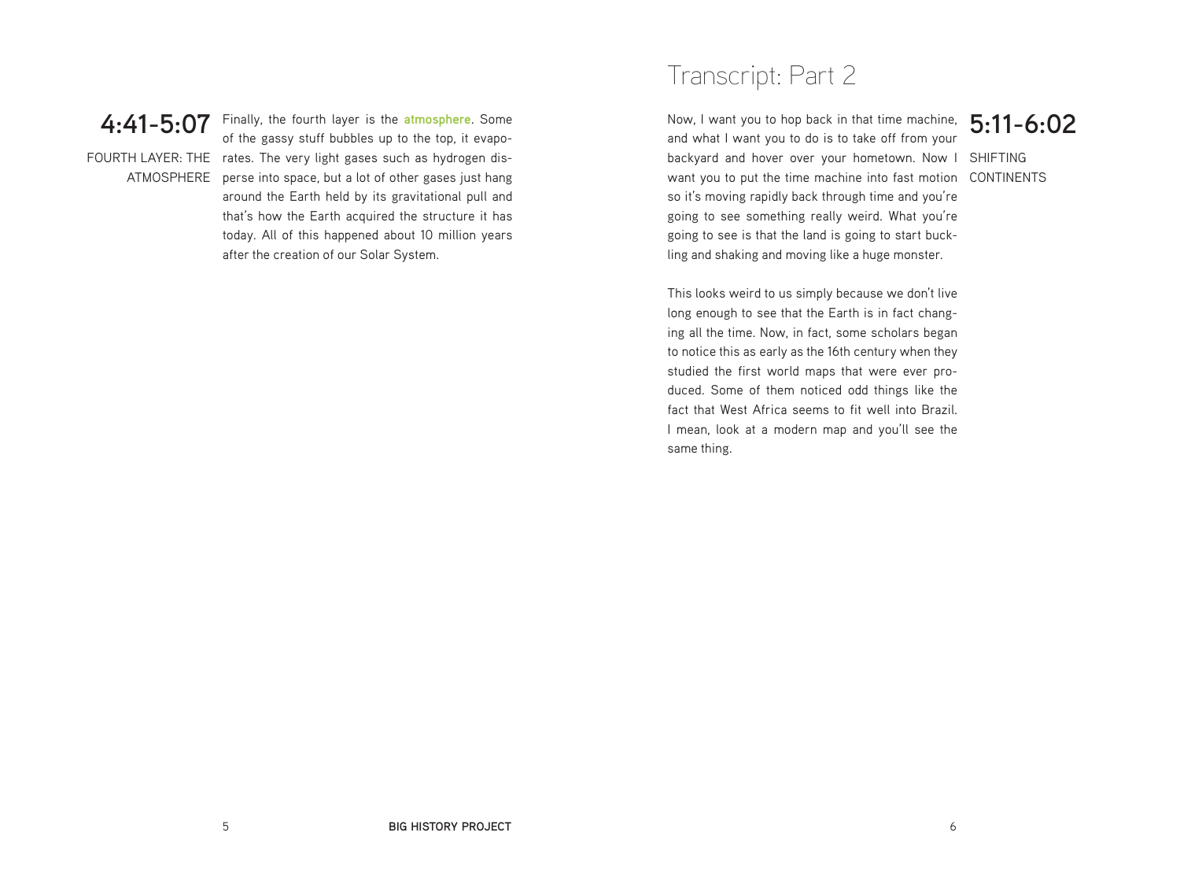**4:41-5:07**
FOURTH LAYER: THE ATMOSPHERE

Finally, the fourth layer is the **atmosphere**. Some of the gassy stuff bubbles up to the top, it evaporates. The very light gases such as hydrogen disperse into space, but a lot of other gases just hang around the Earth held by its gravitational pull and that's how the Earth acquired the structure it has today. All of this happened about 10 million years after the creation of our Solar System.

# Transcript: Part 2

**5:11-6:02**
SHIFTING CONTINENTS

Now, I want you to hop back in that time machine, and what I want you to do is to take off from your backyard and hover over your hometown. Now I want you to put the time machine into fast motion so it's moving rapidly back through time and you're going to see something really weird. What you're going to see is that the land is going to start buckling and shaking and moving like a huge monster.

This looks weird to us simply because we don't live long enough to see that the Earth is in fact changing all the time. Now, in fact, some scholars began to notice this as early as the 16th century when they studied the first world maps that were ever produced. Some of them noticed odd things like the fact that West Africa seems to fit well into Brazil. I mean, look at a modern map and you'll see the same thing.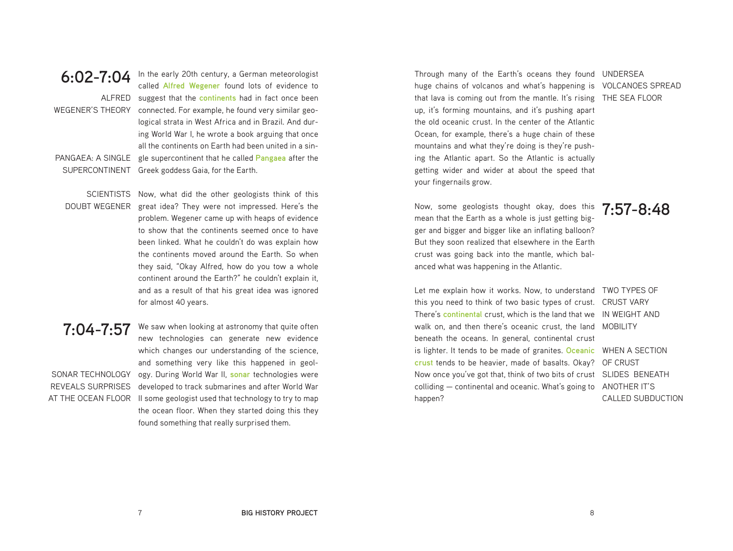## 6:02-7:04

**ALFRED WEGENER'S THEORY**

In the early 20th century, a German meteorologist called **Alfred Wegener** found lots of evidence to suggest that the **continents** had in fact once been connected. For example, he found very similar geological strata in West Africa and in Brazil. And during World War I, he wrote a book arguing that once all the continents on Earth had been united in a single supercontinent that he called **Pangaea** after the Greek goddess Gaia, for the Earth.

**PANGAEA: A SINGLE SUPERCONTINENT**

**SCIENTISTS DOUBT WEGENER**

Now, what did the other geologists think of this great idea? They were not impressed. Here's the problem. Wegener came up with heaps of evidence to show that the continents seemed once to have been linked. What he couldn't do was explain how the continents moved around the Earth. So when they said, "Okay Alfred, how do you tow a whole continent around the Earth?" he couldn't explain it, and as a result of that his great idea was ignored for almost 40 years.

## 7:04-7:57

We saw when looking at astronomy that quite often new technologies can generate new evidence which changes our understanding of the science, and something very like this happened in geology. During World War II, **sonar** technologies were developed to track submarines and after World War II some geologist used that technology to try to map the ocean floor. When they started doing this they found something that really surprised them.

**SONAR TECHNOLOGY REVEALS SURPRISES AT THE OCEAN FLOOR**

Through many of the Earth's oceans they found huge chains of volcanos and what's happening is that lava is coming out from the mantle. It's rising up, it's forming mountains, and it's pushing apart the old oceanic crust. In the center of the Atlantic Ocean, for example, there's a huge chain of these mountains and what they're doing is they're pushing the Atlantic apart. So the Atlantic is actually getting wider and wider at about the speed that your fingernails grow.

**UNDERSEA VOLCANOES SPREAD THE SEA FLOOR**

## 7:57-8:48

Now, some geologists thought okay, does this mean that the Earth as a whole is just getting bigger and bigger and bigger like an inflating balloon? But they soon realized that elsewhere in the Earth crust was going back into the mantle, which balanced what was happening in the Atlantic.

Let me explain how it works. Now, to understand this you need to think of two basic types of crust. There's **continental** crust, which is the land that we walk on, and then there's oceanic crust, the land beneath the oceans. In general, continental crust is lighter. It tends to be made of granites. **Oceanic crust** tends to be heavier, made of basalts. Okay? Now once you've got that, think of two bits of crust colliding — continental and oceanic. What's going to happen?

**TWO TYPES OF CRUST VARY IN WEIGHT AND MOBILITY**

**WHEN A SECTION OF CRUST SLIDES BENEATH ANOTHER IT'S CALLED SUBDUCTION**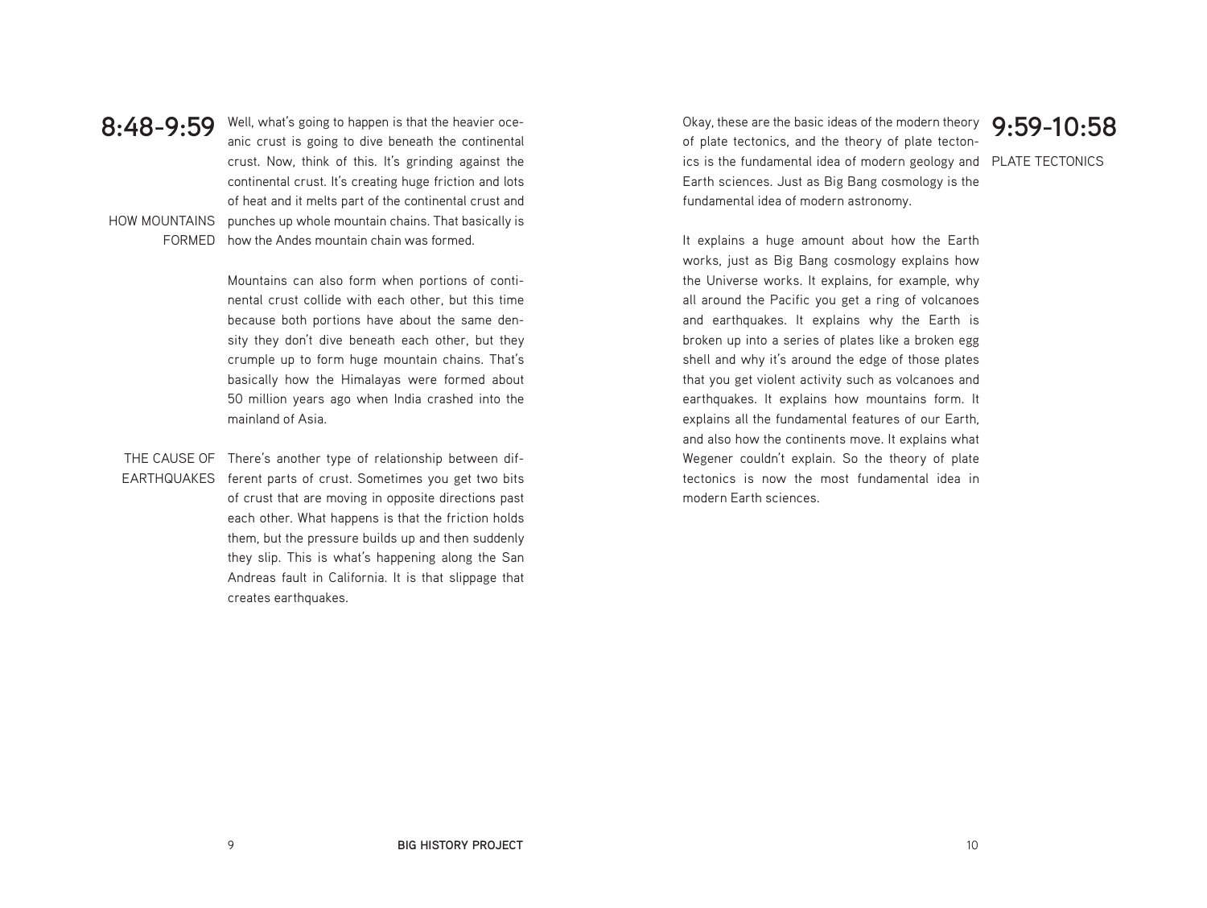## 8:48-9:59

**HOW MOUNTAINS FORMED**

Well, what's going to happen is that the heavier oceanic crust is going to dive beneath the continental crust. Now, think of this. It's grinding against the continental crust. It's creating huge friction and lots of heat and it melts part of the continental crust and punches up whole mountain chains. That basically is how the Andes mountain chain was formed.

Mountains can also form when portions of continental crust collide with each other, but this time because both portions have about the same density they don't dive beneath each other, but they crumple up to form huge mountain chains. That's basically how the Himalayas were formed about 50 million years ago when India crashed into the mainland of Asia.

**THE CAUSE OF EARTHQUAKES**

There's another type of relationship between different parts of crust. Sometimes you get two bits of crust that are moving in opposite directions past each other. What happens is that the friction holds them, but the pressure builds up and then suddenly they slip. This is what's happening along the San Andreas fault in California. It is that slippage that creates earthquakes.

## 9:59-10:58

**PLATE TECTONICS**

Okay, these are the basic ideas of the modern theory of plate tectonics, and the theory of plate tectonics is the fundamental idea of modern geology and Earth sciences. Just as Big Bang cosmology is the fundamental idea of modern astronomy.

It explains a huge amount about how the Earth works, just as Big Bang cosmology explains how the Universe works. It explains, for example, why all around the Pacific you get a ring of volcanoes and earthquakes. It explains why the Earth is broken up into a series of plates like a broken egg shell and why it's around the edge of those plates that you get violent activity such as volcanoes and earthquakes. It explains how mountains form. It explains all the fundamental features of our Earth, and also how the continents move. It explains what Wegener couldn't explain. So the theory of plate tectonics is now the most fundamental idea in modern Earth sciences.